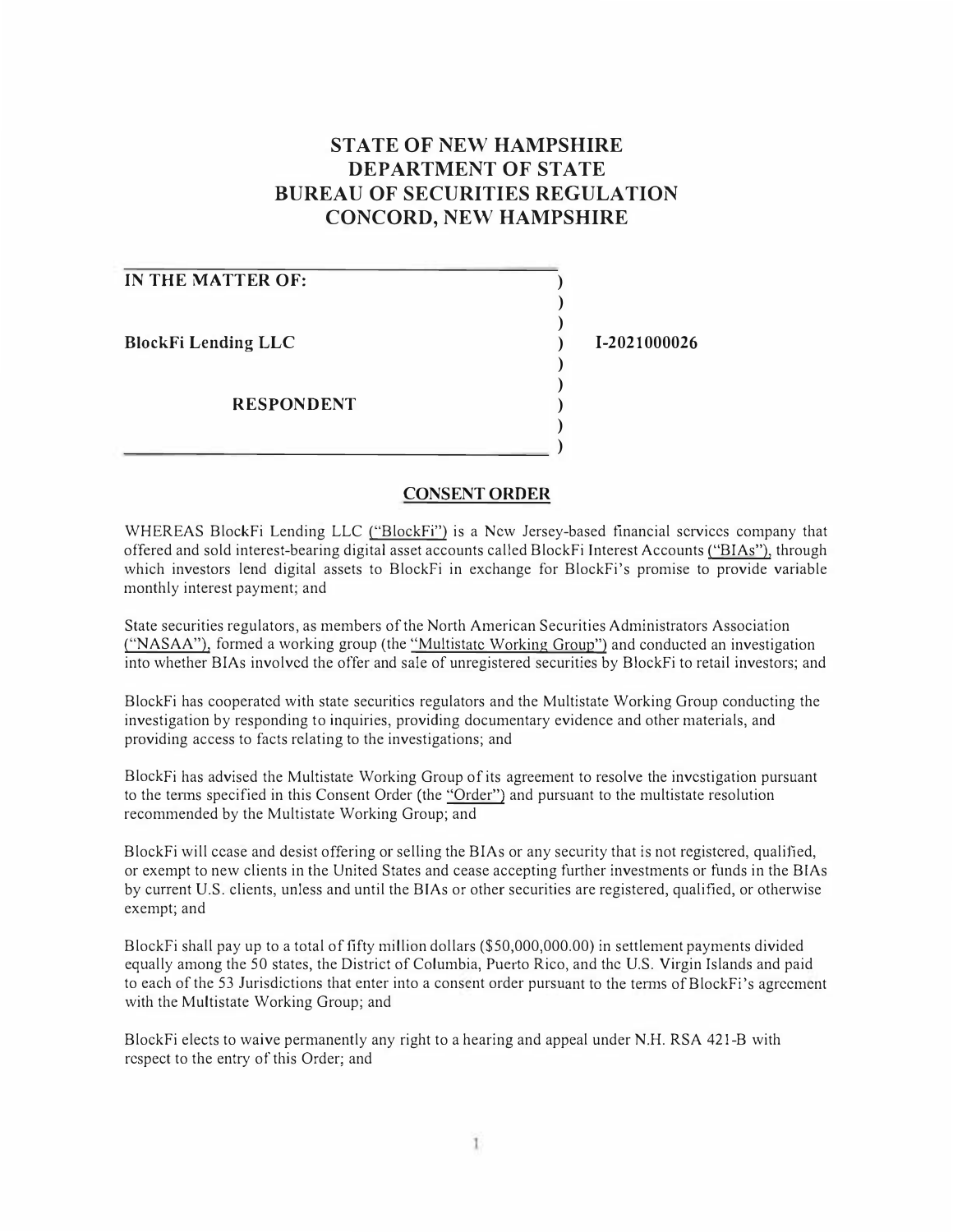# STATE OF NEW HAMPSHIRE
# DEPARTMENT OF STATE
# BUREAU OF SECURITIES REGULATION
# CONCORD, NEW HAMPSHIRE

| | | |
|---|---|---|
| **IN THE MATTER OF:** | ) | |
| | ) | |
| **BlockFi Lending LLC** | ) | **I-2021000026** |
| | ) | |
| **RESPONDENT** | ) | |

## CONSENT ORDER

WHEREAS BlockFi Lending LLC ("BlockFi") is a New Jersey-based financial services company that offered and sold interest-bearing digital asset accounts called BlockFi Interest Accounts ("BIAs"), through which investors lend digital assets to BlockFi in exchange for BlockFi's promise to provide variable monthly interest payment; and

State securities regulators, as members of the North American Securities Administrators Association ("NASAA"), formed a working group (the "Multistate Working Group") and conducted an investigation into whether BIAs involved the offer and sale of unregistered securities by BlockFi to retail investors; and

BlockFi has cooperated with state securities regulators and the Multistate Working Group conducting the investigation by responding to inquiries, providing documentary evidence and other materials, and providing access to facts relating to the investigations; and

BlockFi has advised the Multistate Working Group of its agreement to resolve the investigation pursuant to the terms specified in this Consent Order (the "Order") and pursuant to the multistate resolution recommended by the Multistate Working Group; and

BlockFi will cease and desist offering or selling the BIAs or any security that is not registered, qualified, or exempt to new clients in the United States and cease accepting further investments or funds in the BIAs by current U.S. clients, unless and until the BIAs or other securities are registered, qualified, or otherwise exempt; and

BlockFi shall pay up to a total of fifty million dollars ($50,000,000.00) in settlement payments divided equally among the 50 states, the District of Columbia, Puerto Rico, and the U.S. Virgin Islands and paid to each of the 53 Jurisdictions that enter into a consent order pursuant to the terms of BlockFi's agreement with the Multistate Working Group; and

BlockFi elects to waive permanently any right to a hearing and appeal under N.H. RSA 421-B with respect to the entry of this Order; and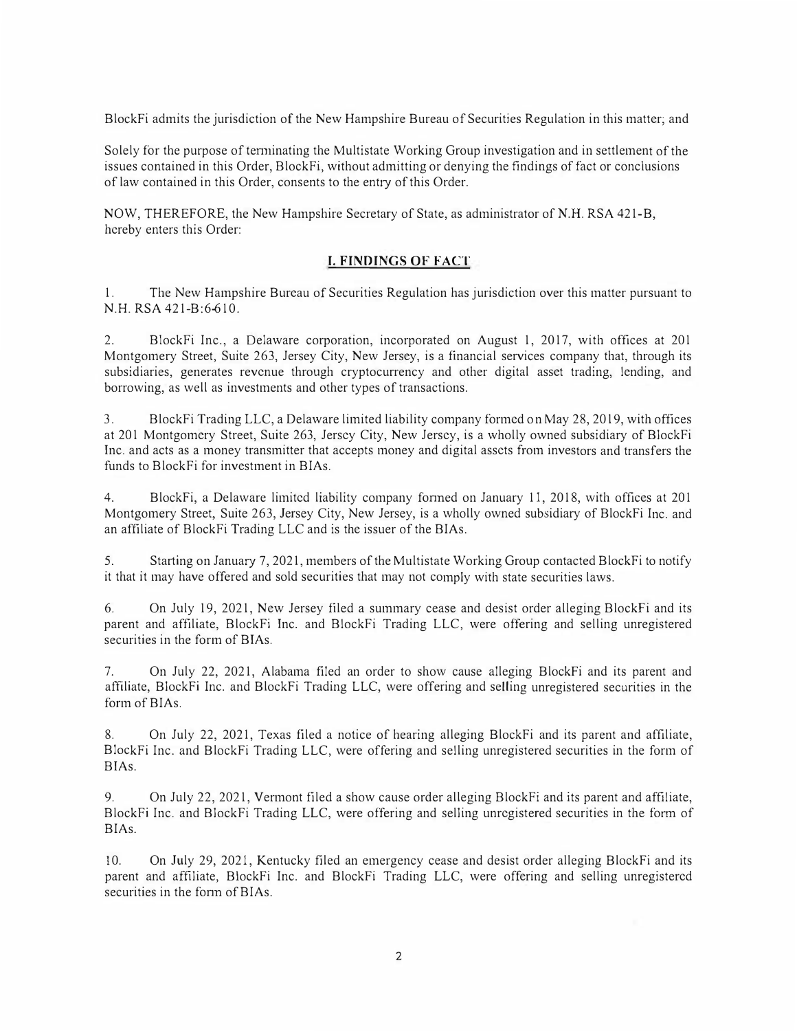BlockFi admits the jurisdiction of the New Hampshire Bureau of Securities Regulation in this matter; and

Solely for the purpose of terminating the Multistate Working Group investigation and in settlement of the issues contained in this Order, BlockFi, without admitting or denying the findings of fact or conclusions of law contained in this Order, consents to the entry of this Order.

NOW, THEREFORE, the New Hampshire Secretary of State, as administrator of N.H. RSA 421-B, hereby enters this Order:

## I. FINDINGS OF FACT

1. The New Hampshire Bureau of Securities Regulation has jurisdiction over this matter pursuant to N.H. RSA 421-B:6-610.

2. BlockFi Inc., a Delaware corporation, incorporated on August 1, 2017, with offices at 201 Montgomery Street, Suite 263, Jersey City, New Jersey, is a financial services company that, through its subsidiaries, generates revenue through cryptocurrency and other digital asset trading, lending, and borrowing, as well as investments and other types of transactions.

3. BlockFi Trading LLC, a Delaware limited liability company formed on May 28, 2019, with offices at 201 Montgomery Street, Suite 263, Jersey City, New Jersey, is a wholly owned subsidiary of BlockFi Inc. and acts as a money transmitter that accepts money and digital assets from investors and transfers the funds to BlockFi for investment in BIAs.

4. BlockFi, a Delaware limited liability company formed on January 11, 2018, with offices at 201 Montgomery Street, Suite 263, Jersey City, New Jersey, is a wholly owned subsidiary of BlockFi Inc. and an affiliate of BlockFi Trading LLC and is the issuer of the BIAs.

5. Starting on January 7, 2021, members of the Multistate Working Group contacted BlockFi to notify it that it may have offered and sold securities that may not comply with state securities laws.

6. On July 19, 2021, New Jersey filed a summary cease and desist order alleging BlockFi and its parent and affiliate, BlockFi Inc. and BlockFi Trading LLC, were offering and selling unregistered securities in the form of BIAs.

7. On July 22, 2021, Alabama filed an order to show cause alleging BlockFi and its parent and affiliate, BlockFi Inc. and BlockFi Trading LLC, were offering and selling unregistered securities in the form of BIAs.

8. On July 22, 2021, Texas filed a notice of hearing alleging BlockFi and its parent and affiliate, BlockFi Inc. and BlockFi Trading LLC, were offering and selling unregistered securities in the form of BIAs.

9. On July 22, 2021, Vermont filed a show cause order alleging BlockFi and its parent and affiliate, BlockFi Inc. and BlockFi Trading LLC, were offering and selling unregistered securities in the form of BIAs.

10. On July 29, 2021, Kentucky filed an emergency cease and desist order alleging BlockFi and its parent and affiliate, BlockFi Inc. and BlockFi Trading LLC, were offering and selling unregistered securities in the form of BIAs.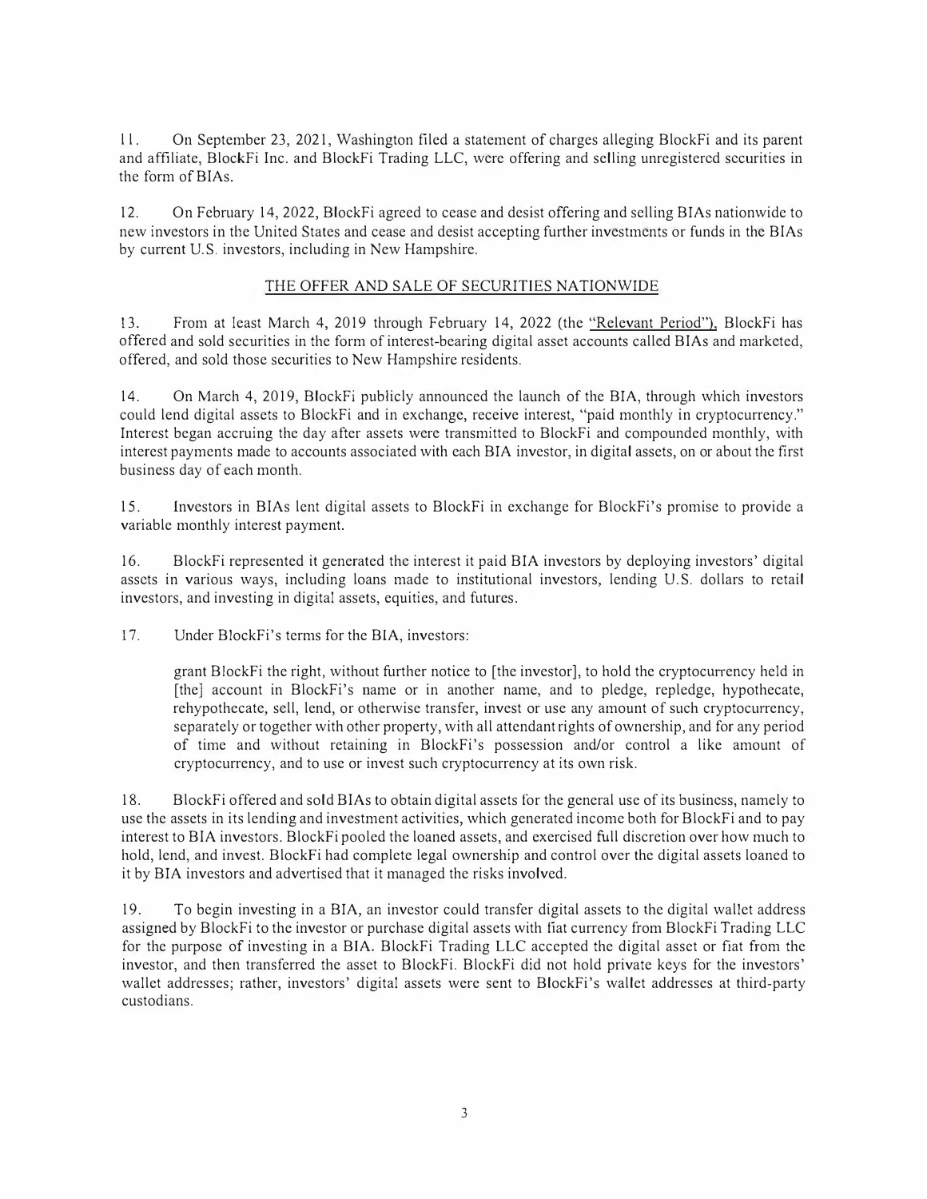11. On September 23, 2021, Washington filed a statement of charges alleging BlockFi and its parent and affiliate, BlockFi Inc. and BlockFi Trading LLC, were offering and selling unregistered securities in the form of BIAs.

12. On February 14, 2022, BlockFi agreed to cease and desist offering and selling BIAs nationwide to new investors in the United States and cease and desist accepting further investments or funds in the BIAs by current U.S. investors, including in New Hampshire.

## THE OFFER AND SALE OF SECURITIES NATIONWIDE

13. From at least March 4, 2019 through February 14, 2022 (the "Relevant Period"), BlockFi has offered and sold securities in the form of interest-bearing digital asset accounts called BIAs and marketed, offered, and sold those securities to New Hampshire residents.

14. On March 4, 2019, BlockFi publicly announced the launch of the BIA, through which investors could lend digital assets to BlockFi and in exchange, receive interest, "paid monthly in cryptocurrency." Interest began accruing the day after assets were transmitted to BlockFi and compounded monthly, with interest payments made to accounts associated with each BIA investor, in digital assets, on or about the first business day of each month.

15. Investors in BIAs lent digital assets to BlockFi in exchange for BlockFi's promise to provide a variable monthly interest payment.

16. BlockFi represented it generated the interest it paid BIA investors by deploying investors' digital assets in various ways, including loans made to institutional investors, lending U.S. dollars to retail investors, and investing in digital assets, equities, and futures.

17. Under BlockFi's terms for the BIA, investors:

> grant BlockFi the right, without further notice to [the investor], to hold the cryptocurrency held in [the] account in BlockFi's name or in another name, and to pledge, repledge, hypothecate, rehypothecate, sell, lend, or otherwise transfer, invest or use any amount of such cryptocurrency, separately or together with other property, with all attendant rights of ownership, and for any period of time and without retaining in BlockFi's possession and/or control a like amount of cryptocurrency, and to use or invest such cryptocurrency at its own risk.

18. BlockFi offered and sold BIAs to obtain digital assets for the general use of its business, namely to use the assets in its lending and investment activities, which generated income both for BlockFi and to pay interest to BIA investors. BlockFi pooled the loaned assets, and exercised full discretion over how much to hold, lend, and invest. BlockFi had complete legal ownership and control over the digital assets loaned to it by BIA investors and advertised that it managed the risks involved.

19. To begin investing in a BIA, an investor could transfer digital assets to the digital wallet address assigned by BlockFi to the investor or purchase digital assets with fiat currency from BlockFi Trading LLC for the purpose of investing in a BIA. BlockFi Trading LLC accepted the digital asset or fiat from the investor, and then transferred the asset to BlockFi. BlockFi did not hold private keys for the investors' wallet addresses; rather, investors' digital assets were sent to BlockFi's wallet addresses at third-party custodians.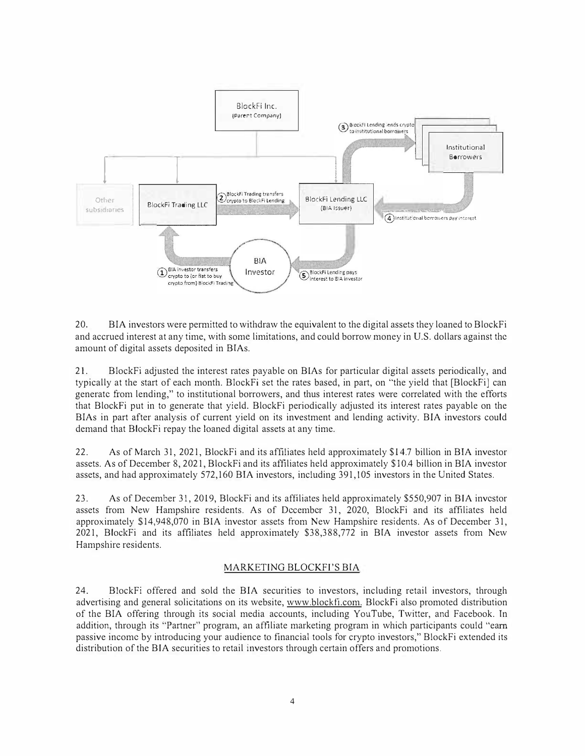20. BIA investors were permitted to withdraw the equivalent to the digital assets they loaned to BlockFi and accrued interest at any time, with some limitations, and could borrow money in U.S. dollars against the amount of digital assets deposited in BIAs.

21. BlockFi adjusted the interest rates payable on BIAs for particular digital assets periodically, and typically at the start of each month. BlockFi set the rates based, in part, on "the yield that [BlockFi] can generate from lending," to institutional borrowers, and thus interest rates were correlated with the efforts that BlockFi put in to generate that yield. BlockFi periodically adjusted its interest rates payable on the BIAs in part after analysis of current yield on its investment and lending activity. BIA investors could demand that BlockFi repay the loaned digital assets at any time.

22. As of March 31, 2021, BlockFi and its affiliates held approximately $14.7 billion in BIA investor assets. As of December 8, 2021, BlockFi and its affiliates held approximately $10.4 billion in BIA investor assets, and had approximately 572,160 BIA investors, including 391,105 investors in the United States.

23. As of December 31, 2019, BlockFi and its affiliates held approximately $550,907 in BIA investor assets from New Hampshire residents. As of December 31, 2020, BlockFi and its affiliates held approximately $14,948,070 in BIA investor assets from New Hampshire residents. As of December 31, 2021, BlockFi and its affiliates held approximately $38,388,772 in BIA investor assets from New Hampshire residents.

## MARKETING BLOCKFI'S BIA

24. BlockFi offered and sold the BIA securities to investors, including retail investors, through advertising and general solicitations on its website, www.blockfi.com. BlockFi also promoted distribution of the BIA offering through its social media accounts, including YouTube, Twitter, and Facebook. In addition, through its "Partner" program, an affiliate marketing program in which participants could "earn passive income by introducing your audience to financial tools for crypto investors," BlockFi extended its distribution of the BIA securities to retail investors through certain offers and promotions.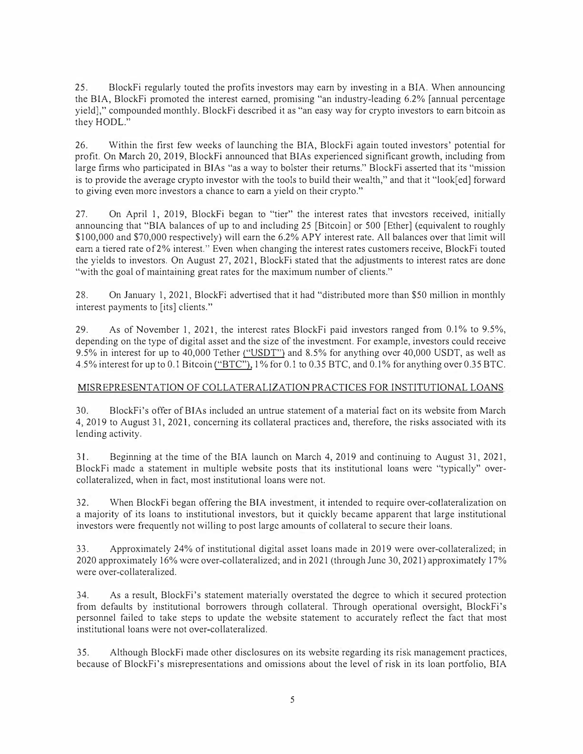25. BlockFi regularly touted the profits investors may earn by investing in a BIA. When announcing the BIA, BlockFi promoted the interest earned, promising "an industry-leading 6.2% [annual percentage yield]," compounded monthly. BlockFi described it as "an easy way for crypto investors to earn bitcoin as they HODL."

26. Within the first few weeks of launching the BIA, BlockFi again touted investors' potential for profit. On March 20, 2019, BlockFi announced that BIAs experienced significant growth, including from large firms who participated in BIAs "as a way to bolster their returns." BlockFi asserted that its "mission is to provide the average crypto investor with the tools to build their wealth," and that it "look[ed] forward to giving even more investors a chance to earn a yield on their crypto."

27. On April 1, 2019, BlockFi began to "tier" the interest rates that investors received, initially announcing that "BIA balances of up to and including 25 [Bitcoin] or 500 [Ether] (equivalent to roughly $100,000 and $70,000 respectively) will earn the 6.2% APY interest rate. All balances over that limit will earn a tiered rate of 2% interest." Even when changing the interest rates customers receive, BlockFi touted the yields to investors. On August 27, 2021, BlockFi stated that the adjustments to interest rates are done "with the goal of maintaining great rates for the maximum number of clients."

28. On January 1, 2021, BlockFi advertised that it had "distributed more than $50 million in monthly interest payments to [its] clients."

29. As of November 1, 2021, the interest rates BlockFi paid investors ranged from 0.1% to 9.5%, depending on the type of digital asset and the size of the investment. For example, investors could receive 9.5% in interest for up to 40,000 Tether ("USDT") and 8.5% for anything over 40,000 USDT, as well as 4.5% interest for up to 0.1 Bitcoin ("BTC"), 1% for 0.1 to 0.35 BTC, and 0.1% for anything over 0.35 BTC.

## MISREPRESENTATION OF COLLATERALIZATION PRACTICES FOR INSTITUTIONAL LOANS

30. BlockFi's offer of BIAs included an untrue statement of a material fact on its website from March 4, 2019 to August 31, 2021, concerning its collateral practices and, therefore, the risks associated with its lending activity.

31. Beginning at the time of the BIA launch on March 4, 2019 and continuing to August 31, 2021, BlockFi made a statement in multiple website posts that its institutional loans were "typically" over-collateralized, when in fact, most institutional loans were not.

32. When BlockFi began offering the BIA investment, it intended to require over-collateralization on a majority of its loans to institutional investors, but it quickly became apparent that large institutional investors were frequently not willing to post large amounts of collateral to secure their loans.

33. Approximately 24% of institutional digital asset loans made in 2019 were over-collateralized; in 2020 approximately 16% were over-collateralized; and in 2021 (through June 30, 2021) approximately 17% were over-collateralized.

34. As a result, BlockFi's statement materially overstated the degree to which it secured protection from defaults by institutional borrowers through collateral. Through operational oversight, BlockFi's personnel failed to take steps to update the website statement to accurately reflect the fact that most institutional loans were not over-collateralized.

35. Although BlockFi made other disclosures on its website regarding its risk management practices, because of BlockFi's misrepresentations and omissions about the level of risk in its loan portfolio, BIA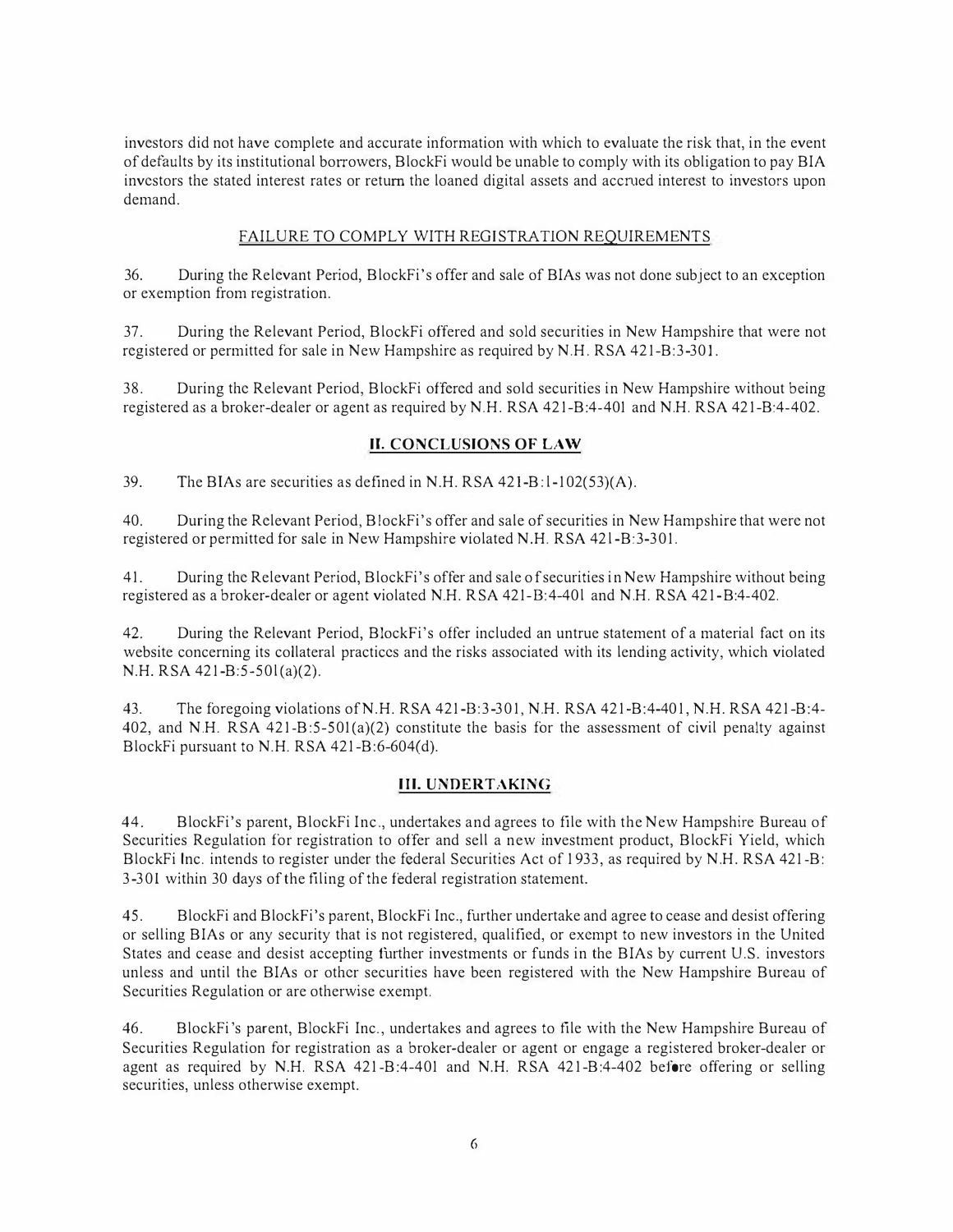investors did not have complete and accurate information with which to evaluate the risk that, in the event of defaults by its institutional borrowers, BlockFi would be unable to comply with its obligation to pay BIA investors the stated interest rates or return the loaned digital assets and accrued interest to investors upon demand.

FAILURE TO COMPLY WITH REGISTRATION REQUIREMENTS

36. During the Relevant Period, BlockFi's offer and sale of BIAs was not done subject to an exception or exemption from registration.

37. During the Relevant Period, BlockFi offered and sold securities in New Hampshire that were not registered or permitted for sale in New Hampshire as required by N.H. RSA 421-B:3-301.

38. During the Relevant Period, BlockFi offered and sold securities in New Hampshire without being registered as a broker-dealer or agent as required by N.H. RSA 421-B:4-401 and N.H. RSA 421-B:4-402.

## II. CONCLUSIONS OF LAW

39. The BIAs are securities as defined in N.H. RSA 421-B:1-102(53)(A).

40. During the Relevant Period, BlockFi's offer and sale of securities in New Hampshire that were not registered or permitted for sale in New Hampshire violated N.H. RSA 421-B:3-301.

41. During the Relevant Period, BlockFi's offer and sale of securities in New Hampshire without being registered as a broker-dealer or agent violated N.H. RSA 421-B:4-401 and N.H. RSA 421-B:4-402.

42. During the Relevant Period, BlockFi's offer included an untrue statement of a material fact on its website concerning its collateral practices and the risks associated with its lending activity, which violated N.H. RSA 421-B:5-501(a)(2).

43. The foregoing violations of N.H. RSA 421-B:3-301, N.H. RSA 421-B:4-401, N.H. RSA 421-B:4-402, and N.H. RSA 421-B:5-501(a)(2) constitute the basis for the assessment of civil penalty against BlockFi pursuant to N.H. RSA 421-B:6-604(d).

## III. UNDERTAKING

44. BlockFi's parent, BlockFi Inc., undertakes and agrees to file with the New Hampshire Bureau of Securities Regulation for registration to offer and sell a new investment product, BlockFi Yield, which BlockFi Inc. intends to register under the federal Securities Act of 1933, as required by N.H. RSA 421-B: 3-301 within 30 days of the filing of the federal registration statement.

45. BlockFi and BlockFi's parent, BlockFi Inc., further undertake and agree to cease and desist offering or selling BIAs or any security that is not registered, qualified, or exempt to new investors in the United States and cease and desist accepting further investments or funds in the BIAs by current U.S. investors unless and until the BIAs or other securities have been registered with the New Hampshire Bureau of Securities Regulation or are otherwise exempt.

46. BlockFi's parent, BlockFi Inc., undertakes and agrees to file with the New Hampshire Bureau of Securities Regulation for registration as a broker-dealer or agent or engage a registered broker-dealer or agent as required by N.H. RSA 421-B:4-401 and N.H. RSA 421-B:4-402 before offering or selling securities, unless otherwise exempt.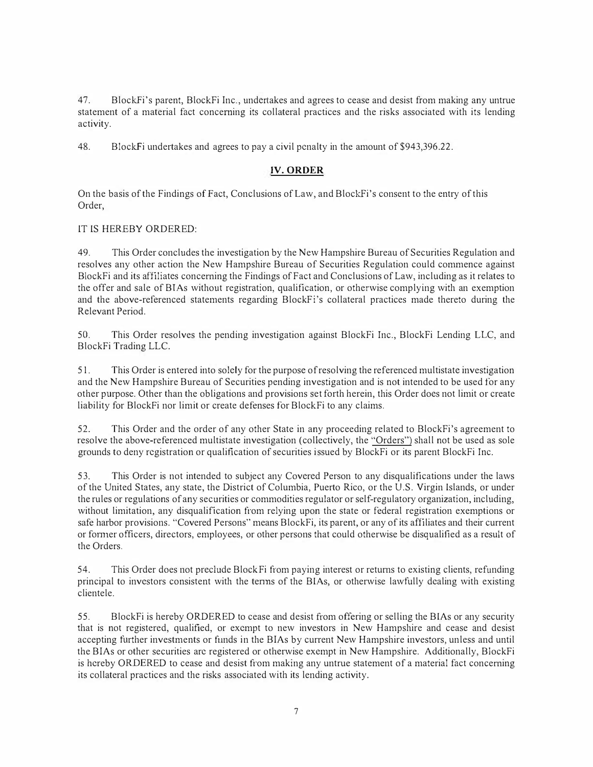47. BlockFi's parent, BlockFi Inc., undertakes and agrees to cease and desist from making any untrue statement of a material fact concerning its collateral practices and the risks associated with its lending activity.

48. BlockFi undertakes and agrees to pay a civil penalty in the amount of $943,396.22.

## IV. ORDER

On the basis of the Findings of Fact, Conclusions of Law, and BlockFi's consent to the entry of this Order,

IT IS HEREBY ORDERED:

49. This Order concludes the investigation by the New Hampshire Bureau of Securities Regulation and resolves any other action the New Hampshire Bureau of Securities Regulation could commence against BlockFi and its affiliates concerning the Findings of Fact and Conclusions of Law, including as it relates to the offer and sale of BIAs without registration, qualification, or otherwise complying with an exemption and the above-referenced statements regarding BlockFi's collateral practices made thereto during the Relevant Period.

50. This Order resolves the pending investigation against BlockFi Inc., BlockFi Lending LLC, and BlockFi Trading LLC.

51. This Order is entered into solely for the purpose of resolving the referenced multistate investigation and the New Hampshire Bureau of Securities pending investigation and is not intended to be used for any other purpose. Other than the obligations and provisions set forth herein, this Order does not limit or create liability for BlockFi nor limit or create defenses for BlockFi to any claims.

52. This Order and the order of any other State in any proceeding related to BlockFi's agreement to resolve the above-referenced multistate investigation (collectively, the "Orders") shall not be used as sole grounds to deny registration or qualification of securities issued by BlockFi or its parent BlockFi Inc.

53. This Order is not intended to subject any Covered Person to any disqualifications under the laws of the United States, any state, the District of Columbia, Puerto Rico, or the U.S. Virgin Islands, or under the rules or regulations of any securities or commodities regulator or self-regulatory organization, including, without limitation, any disqualification from relying upon the state or federal registration exemptions or safe harbor provisions. "Covered Persons" means BlockFi, its parent, or any of its affiliates and their current or former officers, directors, employees, or other persons that could otherwise be disqualified as a result of the Orders.

54. This Order does not preclude BlockFi from paying interest or returns to existing clients, refunding principal to investors consistent with the terms of the BIAs, or otherwise lawfully dealing with existing clientele.

55. BlockFi is hereby ORDERED to cease and desist from offering or selling the BIAs or any security that is not registered, qualified, or exempt to new investors in New Hampshire and cease and desist accepting further investments or funds in the BIAs by current New Hampshire investors, unless and until the BIAs or other securities are registered or otherwise exempt in New Hampshire. Additionally, BlockFi is hereby ORDERED to cease and desist from making any untrue statement of a material fact concerning its collateral practices and the risks associated with its lending activity.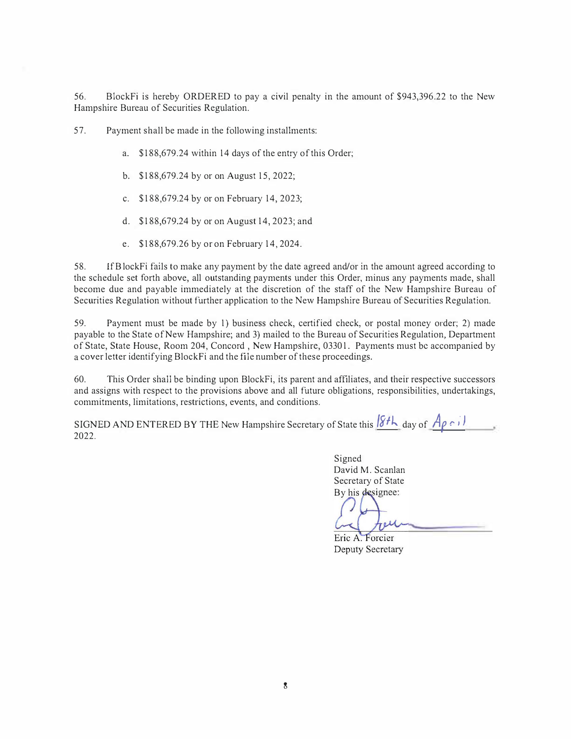56. BlockFi is hereby ORDERED to pay a civil penalty in the amount of $943,396.22 to the New Hampshire Bureau of Securities Regulation.

57. Payment shall be made in the following installments:

a. $188,679.24 within 14 days of the entry of this Order;

b. $188,679.24 by or on August 15, 2022;

c. $188,679.24 by or on February 14, 2023;

d. $188,679.24 by or on August 14, 2023; and

e. $188,679.26 by or on February 14, 2024.

58. If BlockFi fails to make any payment by the date agreed and/or in the amount agreed according to the schedule set forth above, all outstanding payments under this Order, minus any payments made, shall become due and payable immediately at the discretion of the staff of the New Hampshire Bureau of Securities Regulation without further application to the New Hampshire Bureau of Securities Regulation.

59. Payment must be made by 1) business check, certified check, or postal money order; 2) made payable to the State of New Hampshire; and 3) mailed to the Bureau of Securities Regulation, Department of State, State House, Room 204, Concord , New Hampshire, 03301. Payments must be accompanied by a cover letter identifying BlockFi and the file number of these proceedings.

60. This Order shall be binding upon BlockFi, its parent and affiliates, and their respective successors and assigns with respect to the provisions above and all future obligations, responsibilities, undertakings, commitments, limitations, restrictions, events, and conditions.

SIGNED AND ENTERED BY THE New Hampshire Secretary of State this 18th day of April, 2022.

Signed
David M. Scanlan
Secretary of State
By his designee:

Eric A. Forcier
Deputy Secretary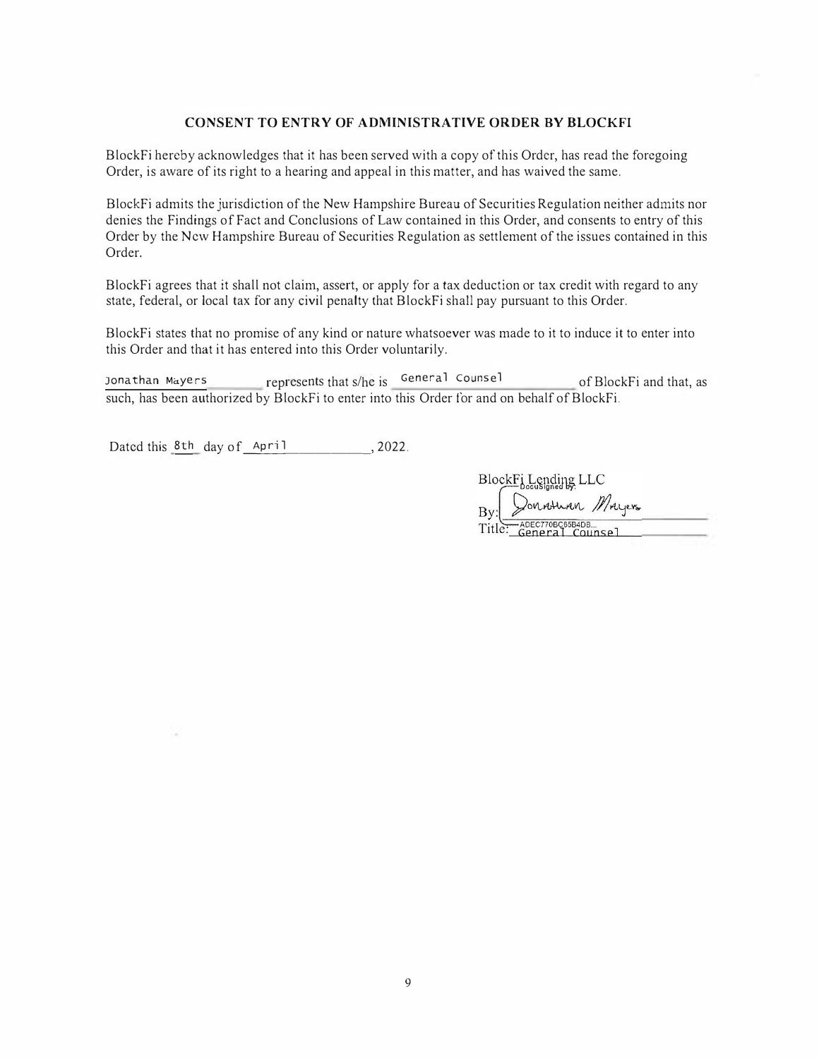## CONSENT TO ENTRY OF ADMINISTRATIVE ORDER BY BLOCKFI

BlockFi hereby acknowledges that it has been served with a copy of this Order, has read the foregoing Order, is aware of its right to a hearing and appeal in this matter, and has waived the same.

BlockFi admits the jurisdiction of the New Hampshire Bureau of Securities Regulation neither admits nor denies the Findings of Fact and Conclusions of Law contained in this Order, and consents to entry of this Order by the New Hampshire Bureau of Securities Regulation as settlement of the issues contained in this Order.

BlockFi agrees that it shall not claim, assert, or apply for a tax deduction or tax credit with regard to any state, federal, or local tax for any civil penalty that BlockFi shall pay pursuant to this Order.

BlockFi states that no promise of any kind or nature whatsoever was made to it to induce it to enter into this Order and that it has entered into this Order voluntarily.

Jonathan Mayers represents that s/he is General Counsel of BlockFi and that, as such, has been authorized by BlockFi to enter into this Order for and on behalf of BlockFi.

Dated this 8th day of April, 2022.

BlockFi Lending LLC

DocuSigned by:

By: Jonathan Mayers

ADEC770BC65B4DB...

Title: General Counsel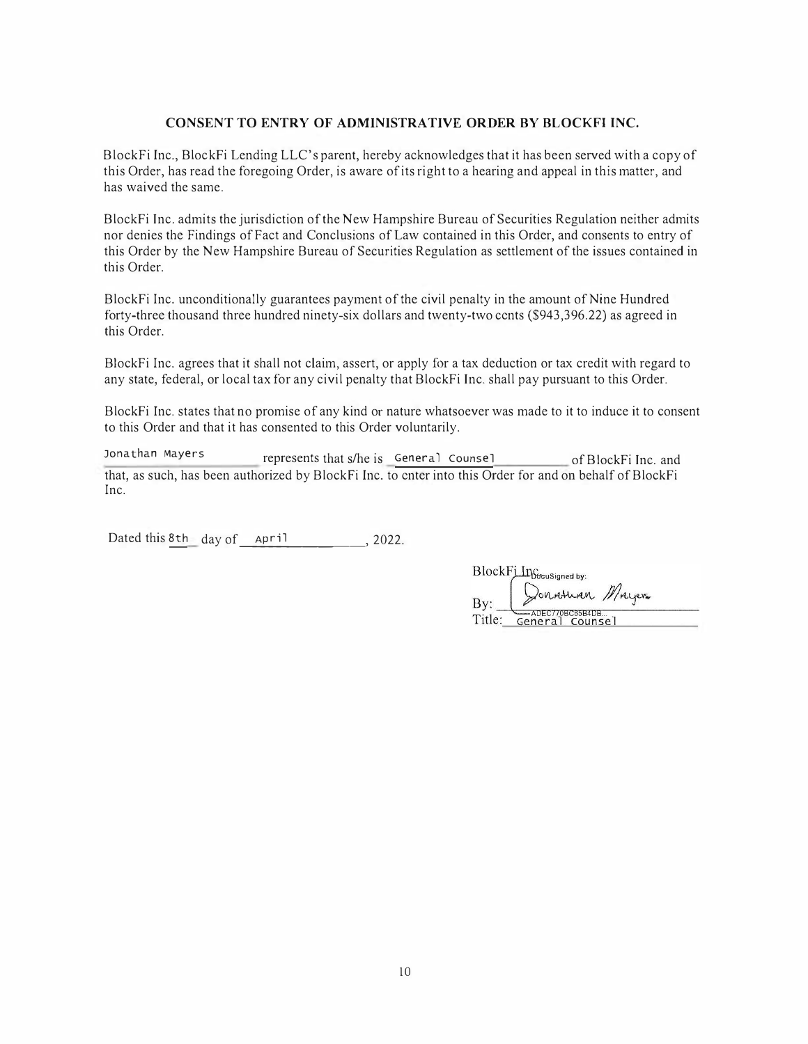## CONSENT TO ENTRY OF ADMINISTRATIVE ORDER BY BLOCKFI INC.

BlockFi Inc., BlockFi Lending LLC's parent, hereby acknowledges that it has been served with a copy of this Order, has read the foregoing Order, is aware of its right to a hearing and appeal in this matter, and has waived the same.

BlockFi Inc. admits the jurisdiction of the New Hampshire Bureau of Securities Regulation neither admits nor denies the Findings of Fact and Conclusions of Law contained in this Order, and consents to entry of this Order by the New Hampshire Bureau of Securities Regulation as settlement of the issues contained in this Order.

BlockFi Inc. unconditionally guarantees payment of the civil penalty in the amount of Nine Hundred forty-three thousand three hundred ninety-six dollars and twenty-two cents ($943,396.22) as agreed in this Order.

BlockFi Inc. agrees that it shall not claim, assert, or apply for a tax deduction or tax credit with regard to any state, federal, or local tax for any civil penalty that BlockFi Inc. shall pay pursuant to this Order.

BlockFi Inc. states that no promise of any kind or nature whatsoever was made to it to induce it to consent to this Order and that it has consented to this Order voluntarily.

Jonathan Mayers represents that s/he is General Counsel of BlockFi Inc. and that, as such, has been authorized by BlockFi Inc. to enter into this Order for and on behalf of BlockFi Inc.

Dated this 8th day of April, 2022.

BlockFi Inc.

DocuSigned by:

By: Jonathan Mayers

ADEC770BC85B4DB...

Title: General Counsel